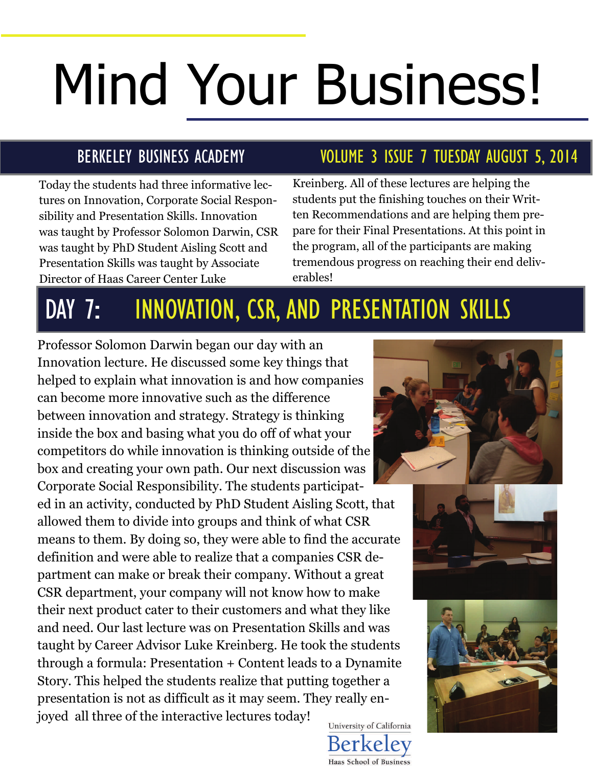# Mind Your Business!

**BERKELEY BUSINESS ACADEMY** — **VOLUME 3 ISSUE 7 TUESDAY AUGUST 5, 2014**

Today the students had three informative lectures on Innovation, Corporate Social Responsibility and Presentation Skills. Innovation was taught by Professor Solomon Darwin, CSR was taught by PhD Student Aisling Scott and Presentation Skills was taught by Associate Director of Haas Career Center Luke Kreinberg. All of these lectures are helping the students put the finishing touches on their Written Recommendations and are helping them prepare for their Final Presentations. At this point in the program, all of the participants are making tremendous progress on reaching their end deliverables!

## DAY 7: INNOVATION, CSR, AND PRESENTATION SKILLS

Professor Solomon Darwin began our day with an Innovation lecture. He discussed some key things that helped to explain what innovation is and how companies can become more innovative such as the difference between innovation and strategy. Strategy is thinking inside the box and basing what you do off of what your competitors do while innovation is thinking outside of the box and creating your own path. Our next discussion was Corporate Social Responsibility. The students participated in an activity, conducted by PhD Student Aisling Scott, that allowed them to divide into groups and think of what CSR means to them. By doing so, they were able to find the accurate definition and were able to realize that a companies CSR department can make or break their company. Without a great CSR department, your company will not know how to make their next product cater to their customers and what they like and need. Our last lecture was on Presentation Skills and was taught by Career Advisor Luke Kreinberg. He took the students through a formula: Presentation + Content leads to a Dynamite Story. This helped the students realize that putting together a presentation is not as difficult as it may seem. They really enjoyed all three of the interactive lectures today!

University of California
Berkeley
Haas School of Business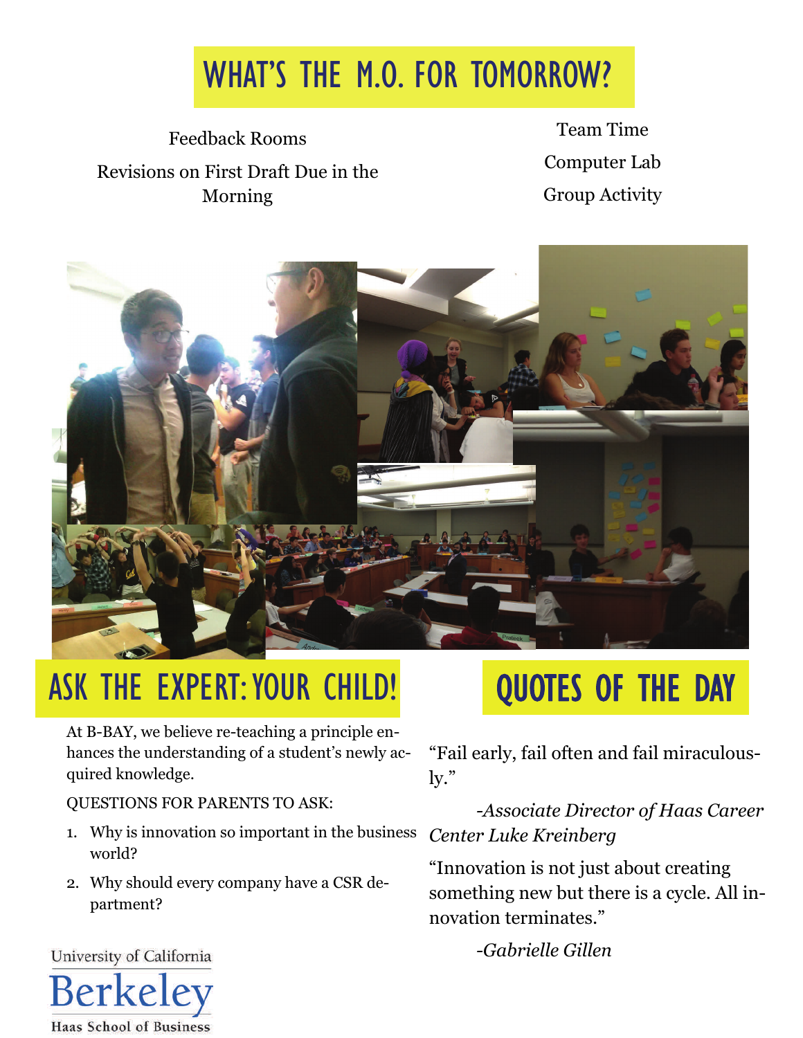# WHAT'S THE M.O. FOR TOMORROW?

Feedback Rooms

Revisions on First Draft Due in the Morning

Team Time

Computer Lab

Group Activity

## ASK THE EXPERT: YOUR CHILD!

At B-BAY, we believe re-teaching a principle enhances the understanding of a student's newly acquired knowledge.

QUESTIONS FOR PARENTS TO ASK:

1. Why is innovation so important in the business world?
2. Why should every company have a CSR department?

University of California
Berkeley
Haas School of Business

## QUOTES OF THE DAY

"Fail early, fail often and fail miraculously."

*-Associate Director of Haas Career Center Luke Kreinberg*

"Innovation is not just about creating something new but there is a cycle. All innovation terminates."

*-Gabrielle Gillen*